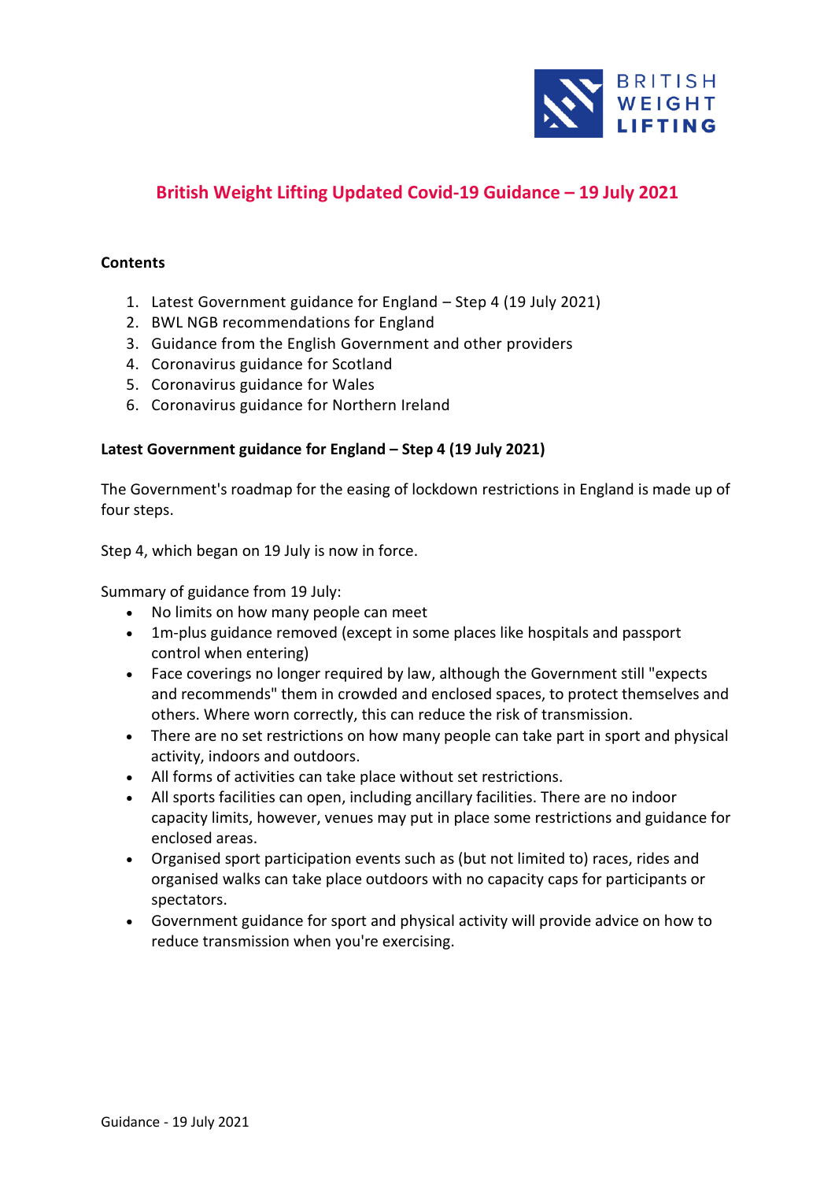# British Weight Lifting Updated Covid-19 Guidance – 19 July 2021

**Contents**

1. Latest Government guidance for England – Step 4 (19 July 2021)
2. BWL NGB recommendations for England
3. Guidance from the English Government and other providers
4. Coronavirus guidance for Scotland
5. Coronavirus guidance for Wales
6. Coronavirus guidance for Northern Ireland

## Latest Government guidance for England – Step 4 (19 July 2021)

The Government's roadmap for the easing of lockdown restrictions in England is made up of four steps.

Step 4, which began on 19 July is now in force.

Summary of guidance from 19 July:

- No limits on how many people can meet
- 1m-plus guidance removed (except in some places like hospitals and passport control when entering)
- Face coverings no longer required by law, although the Government still "expects and recommends" them in crowded and enclosed spaces, to protect themselves and others. Where worn correctly, this can reduce the risk of transmission.
- There are no set restrictions on how many people can take part in sport and physical activity, indoors and outdoors.
- All forms of activities can take place without set restrictions.
- All sports facilities can open, including ancillary facilities. There are no indoor capacity limits, however, venues may put in place some restrictions and guidance for enclosed areas.
- Organised sport participation events such as (but not limited to) races, rides and organised walks can take place outdoors with no capacity caps for participants or spectators.
- Government guidance for sport and physical activity will provide advice on how to reduce transmission when you're exercising.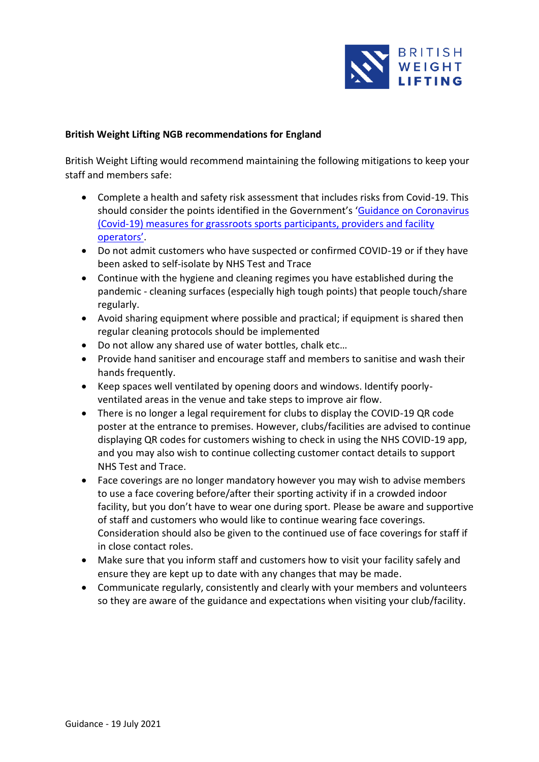**British Weight Lifting NGB recommendations for England**

British Weight Lifting would recommend maintaining the following mitigations to keep your staff and members safe:

- Complete a health and safety risk assessment that includes risks from Covid-19. This should consider the points identified in the Government's '[Guidance on Coronavirus (Covid-19) measures for grassroots sports participants, providers and facility operators](#)'.
- Do not admit customers who have suspected or confirmed COVID-19 or if they have been asked to self-isolate by NHS Test and Trace
- Continue with the hygiene and cleaning regimes you have established during the pandemic - cleaning surfaces (especially high tough points) that people touch/share regularly.
- Avoid sharing equipment where possible and practical; if equipment is shared then regular cleaning protocols should be implemented
- Do not allow any shared use of water bottles, chalk etc…
- Provide hand sanitiser and encourage staff and members to sanitise and wash their hands frequently.
- Keep spaces well ventilated by opening doors and windows. Identify poorly-ventilated areas in the venue and take steps to improve air flow.
- There is no longer a legal requirement for clubs to display the COVID-19 QR code poster at the entrance to premises. However, clubs/facilities are advised to continue displaying QR codes for customers wishing to check in using the NHS COVID-19 app, and you may also wish to continue collecting customer contact details to support NHS Test and Trace.
- Face coverings are no longer mandatory however you may wish to advise members to use a face covering before/after their sporting activity if in a crowded indoor facility, but you don't have to wear one during sport. Please be aware and supportive of staff and customers who would like to continue wearing face coverings. Consideration should also be given to the continued use of face coverings for staff if in close contact roles.
- Make sure that you inform staff and customers how to visit your facility safely and ensure they are kept up to date with any changes that may be made.
- Communicate regularly, consistently and clearly with your members and volunteers so they are aware of the guidance and expectations when visiting your club/facility.

Guidance - 19 July 2021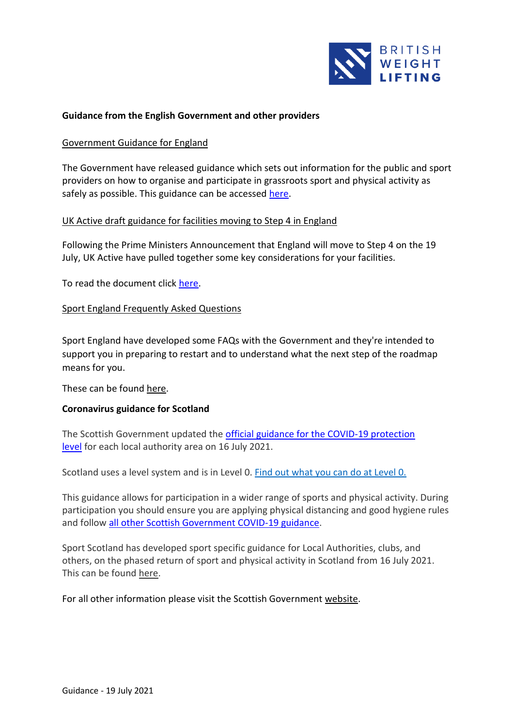**Guidance from the English Government and other providers**

Government Guidance for England

The Government have released guidance which sets out information for the public and sport providers on how to organise and participate in grassroots sport and physical activity as safely as possible. This guidance can be accessed here.

UK Active draft guidance for facilities moving to Step 4 in England

Following the Prime Ministers Announcement that England will move to Step 4 on the 19 July, UK Active have pulled together some key considerations for your facilities.

To read the document click here.

Sport England Frequently Asked Questions

Sport England have developed some FAQs with the Government and they're intended to support you in preparing to restart and to understand what the next step of the roadmap means for you.

These can be found here.

**Coronavirus guidance for Scotland**

The Scottish Government updated the official guidance for the COVID-19 protection level for each local authority area on 16 July 2021.

Scotland uses a level system and is in Level 0. Find out what you can do at Level 0.

This guidance allows for participation in a wider range of sports and physical activity. During participation you should ensure you are applying physical distancing and good hygiene rules and follow all other Scottish Government COVID-19 guidance.

Sport Scotland has developed sport specific guidance for Local Authorities, clubs, and others, on the phased return of sport and physical activity in Scotland from 16 July 2021. This can be found here.

For all other information please visit the Scottish Government website.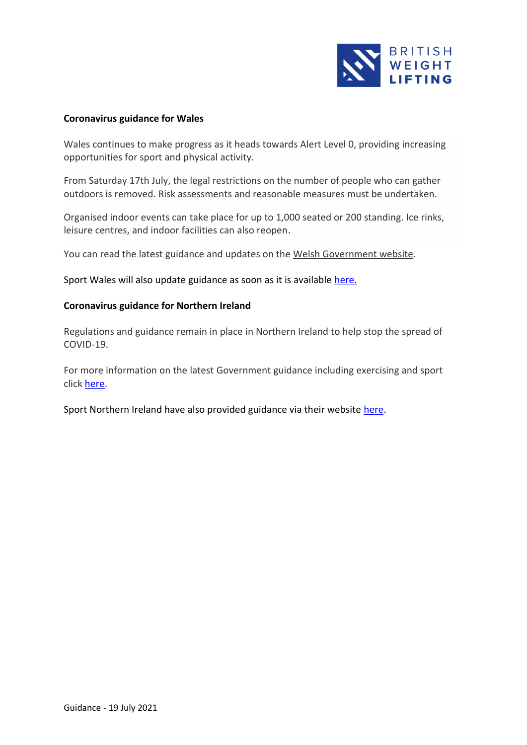**Coronavirus guidance for Wales**

Wales continues to make progress as it heads towards Alert Level 0, providing increasing opportunities for sport and physical activity.

From Saturday 17th July, the legal restrictions on the number of people who can gather outdoors is removed. Risk assessments and reasonable measures must be undertaken.

Organised indoor events can take place for up to 1,000 seated or 200 standing. Ice rinks, leisure centres, and indoor facilities can also reopen.

You can read the latest guidance and updates on the Welsh Government website.

Sport Wales will also update guidance as soon as it is available here.

**Coronavirus guidance for Northern Ireland**

Regulations and guidance remain in place in Northern Ireland to help stop the spread of COVID-19.

For more information on the latest Government guidance including exercising and sport click here.

Sport Northern Ireland have also provided guidance via their website here.